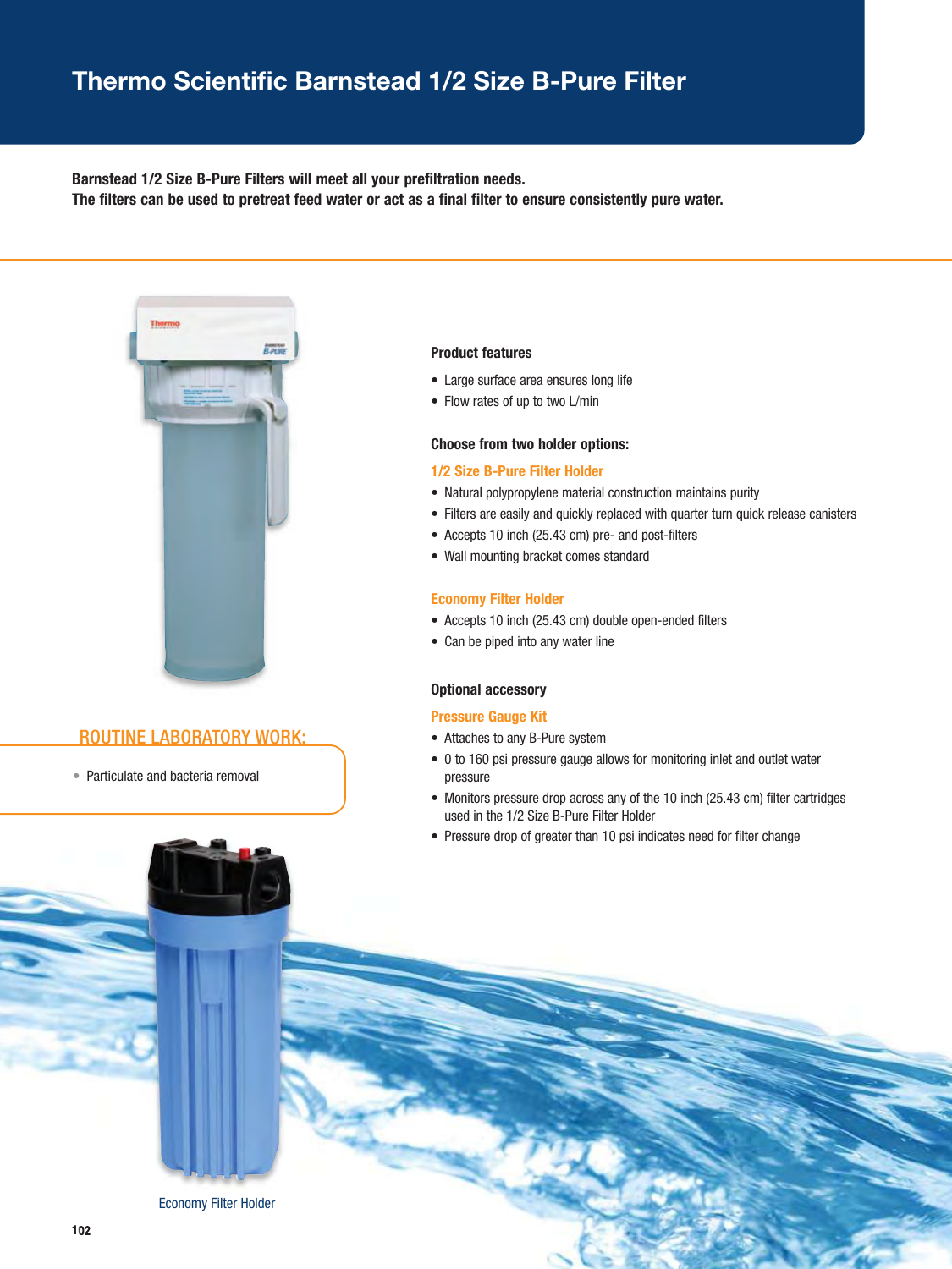# Thermo Scientific Barnstead 1/2 Size B-Pure Filter

**Barnstead 1/2 Size B-Pure Filters will meet all your prefiltration needs.**
**The filters can be used to pretreat feed water or act as a final filter to ensure consistently pure water.**

### Product features

- Large surface area ensures long life
- Flow rates of up to two L/min

### Choose from two holder options:

#### 1/2 Size B-Pure Filter Holder

- Natural polypropylene material construction maintains purity
- Filters are easily and quickly replaced with quarter turn quick release canisters
- Accepts 10 inch (25.43 cm) pre- and post-filters
- Wall mounting bracket comes standard

#### Economy Filter Holder

- Accepts 10 inch (25.43 cm) double open-ended filters
- Can be piped into any water line

### Optional accessory

#### Pressure Gauge Kit

- Attaches to any B-Pure system
- 0 to 160 psi pressure gauge allows for monitoring inlet and outlet water pressure
- Monitors pressure drop across any of the 10 inch (25.43 cm) filter cartridges used in the 1/2 Size B-Pure Filter Holder
- Pressure drop of greater than 10 psi indicates need for filter change

### ROUTINE LABORATORY WORK:

- Particulate and bacteria removal

Economy Filter Holder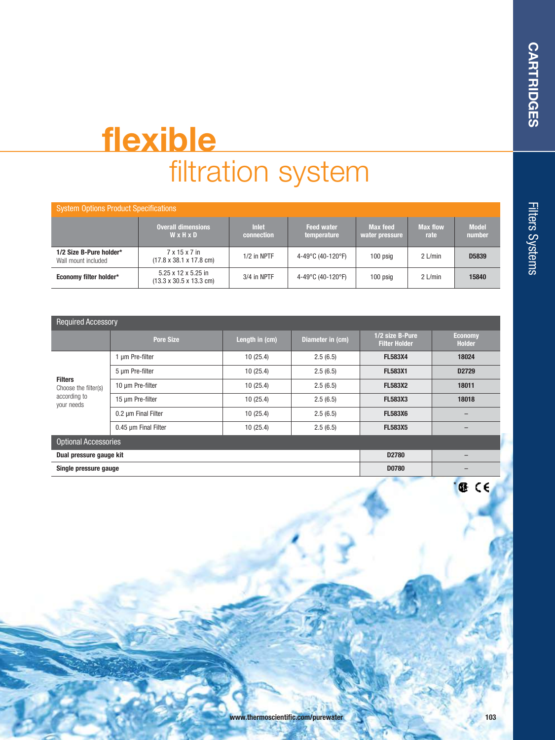# flexible filtration system

| System Options Product Specifications | Overall dimensions W x H x D | Inlet connection | Feed water temperature | Max feed water pressure | Max flow rate | Model number |
|---|---|---|---|---|---|---|
| **1/2 Size B-Pure holder*** Wall mount included | 7 x 15 x 7 in (17.8 x 38.1 x 17.8 cm) | 1/2 in NPTF | 4-49°C (40-120°F) | 100 psig | 2 L/min | **D5839** |
| **Economy filter holder*** | 5.25 x 12 x 5.25 in (13.3 x 30.5 x 13.3 cm) | 3/4 in NPTF | 4-49°C (40-120°F) | 100 psig | 2 L/min | **15840** |

| Required Accessory | Pore Size | Length in (cm) | Diameter in (cm) | 1/2 size B-Pure Filter Holder | Economy Holder |
|---|---|---|---|---|---|
| **Filters** Choose the filter(s) according to your needs | 1 µm Pre-filter | 10 (25.4) | 2.5 (6.5) | **FL583X4** | **18024** |
| | 5 µm Pre-filter | 10 (25.4) | 2.5 (6.5) | **FL583X1** | **D2729** |
| | 10 µm Pre-filter | 10 (25.4) | 2.5 (6.5) | **FL583X2** | **18011** |
| | 15 µm Pre-filter | 10 (25.4) | 2.5 (6.5) | **FL583X3** | **18018** |
| | 0.2 µm Final Filter | 10 (25.4) | 2.5 (6.5) | **FL583X6** | – |
| | 0.45 µm Final Filter | 10 (25.4) | 2.5 (6.5) | **FL583X5** | – |
| **Optional Accessories** | | | | | |
| **Dual pressure gauge kit** | | | | **D2780** | – |
| **Single pressure gauge** | | | | **D0780** | – |

* CSA CE

www.thermoscientific.com/purewater